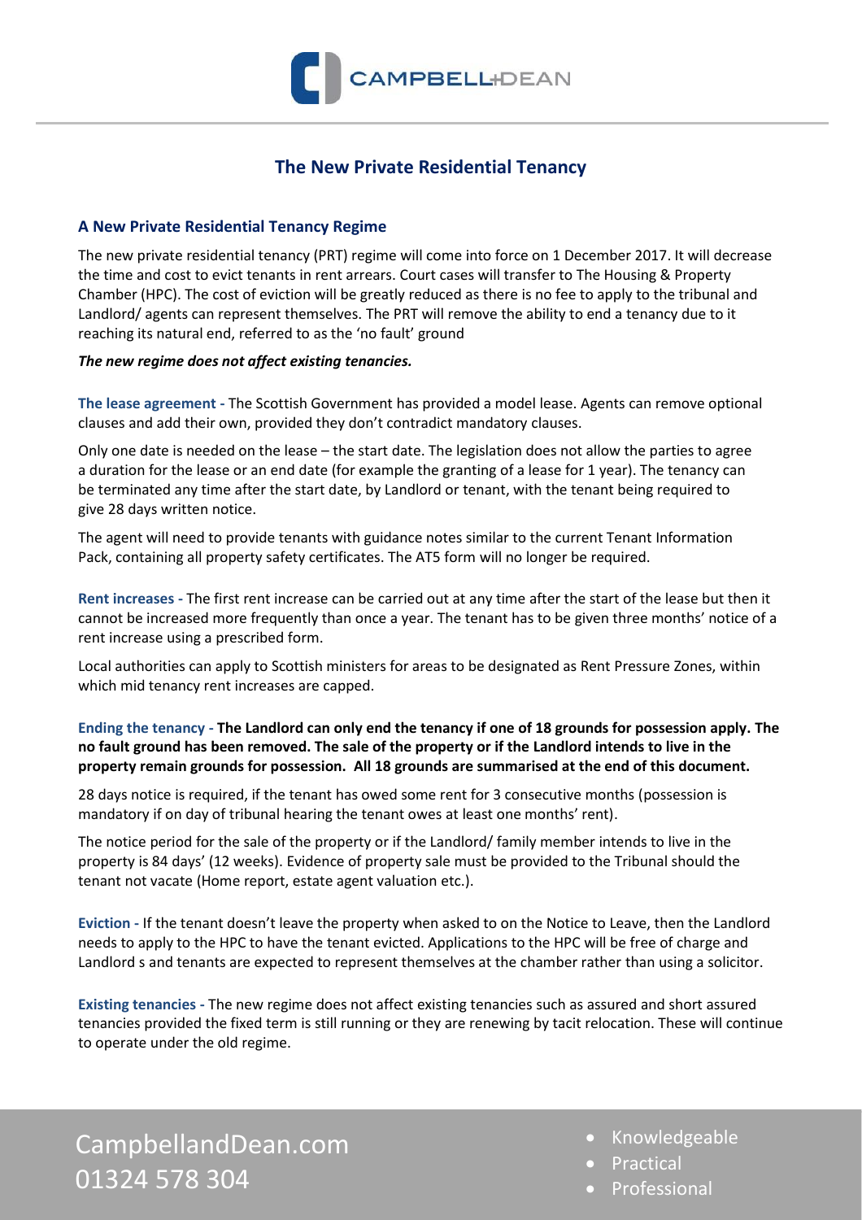# The New Private Residential Tenancy

## A New Private Residential Tenancy Regime

The new private residential tenancy (PRT) regime will come into force on 1 December 2017. It will decrease the time and cost to evict tenants in rent arrears. Court cases will transfer to The Housing & Property Chamber (HPC). The cost of eviction will be greatly reduced as there is no fee to apply to the tribunal and Landlord/ agents can represent themselves. The PRT will remove the ability to end a tenancy due to it reaching its natural end, referred to as the 'no fault' ground

***The new regime does not affect existing tenancies.***

**The lease agreement -** The Scottish Government has provided a model lease. Agents can remove optional clauses and add their own, provided they don't contradict mandatory clauses.

Only one date is needed on the lease – the start date. The legislation does not allow the parties to agree a duration for the lease or an end date (for example the granting of a lease for 1 year). The tenancy can be terminated any time after the start date, by Landlord or tenant, with the tenant being required to give 28 days written notice.

The agent will need to provide tenants with guidance notes similar to the current Tenant Information Pack, containing all property safety certificates. The AT5 form will no longer be required.

**Rent increases -** The first rent increase can be carried out at any time after the start of the lease but then it cannot be increased more frequently than once a year. The tenant has to be given three months' notice of a rent increase using a prescribed form.

Local authorities can apply to Scottish ministers for areas to be designated as Rent Pressure Zones, within which mid tenancy rent increases are capped.

**Ending the tenancy - The Landlord can only end the tenancy if one of 18 grounds for possession apply. The no fault ground has been removed. The sale of the property or if the Landlord intends to live in the property remain grounds for possession. All 18 grounds are summarised at the end of this document.**

28 days notice is required, if the tenant has owed some rent for 3 consecutive months (possession is mandatory if on day of tribunal hearing the tenant owes at least one months' rent).

The notice period for the sale of the property or if the Landlord/ family member intends to live in the property is 84 days' (12 weeks). Evidence of property sale must be provided to the Tribunal should the tenant not vacate (Home report, estate agent valuation etc.).

**Eviction -** If the tenant doesn't leave the property when asked to on the Notice to Leave, then the Landlord needs to apply to the HPC to have the tenant evicted. Applications to the HPC will be free of charge and Landlord s and tenants are expected to represent themselves at the chamber rather than using a solicitor.

**Existing tenancies -** The new regime does not affect existing tenancies such as assured and short assured tenancies provided the fixed term is still running or they are renewing by tacit relocation. These will continue to operate under the old regime.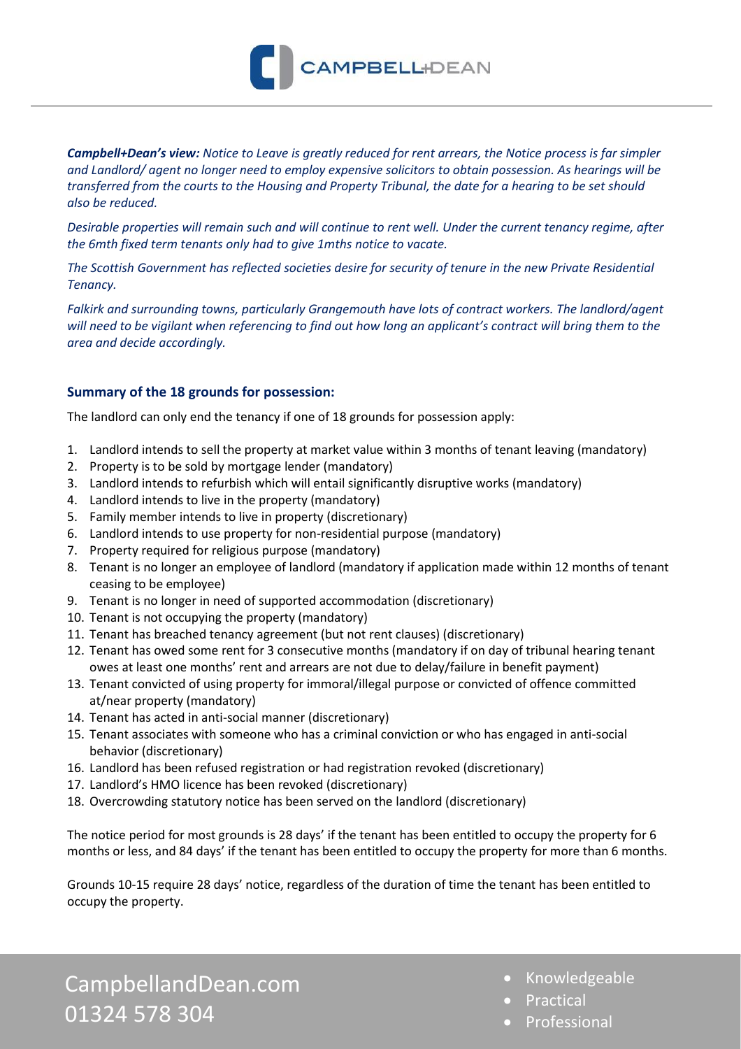***Campbell+Dean's view:*** *Notice to Leave is greatly reduced for rent arrears, the Notice process is far simpler and Landlord/ agent no longer need to employ expensive solicitors to obtain possession. As hearings will be transferred from the courts to the Housing and Property Tribunal, the date for a hearing to be set should also be reduced.*

*Desirable properties will remain such and will continue to rent well. Under the current tenancy regime, after the 6mth fixed term tenants only had to give 1mths notice to vacate.*

*The Scottish Government has reflected societies desire for security of tenure in the new Private Residential Tenancy.*

*Falkirk and surrounding towns, particularly Grangemouth have lots of contract workers. The landlord/agent will need to be vigilant when referencing to find out how long an applicant's contract will bring them to the area and decide accordingly.*

### Summary of the 18 grounds for possession:

The landlord can only end the tenancy if one of 18 grounds for possession apply:

1. Landlord intends to sell the property at market value within 3 months of tenant leaving (mandatory)
2. Property is to be sold by mortgage lender (mandatory)
3. Landlord intends to refurbish which will entail significantly disruptive works (mandatory)
4. Landlord intends to live in the property (mandatory)
5. Family member intends to live in property (discretionary)
6. Landlord intends to use property for non-residential purpose (mandatory)
7. Property required for religious purpose (mandatory)
8. Tenant is no longer an employee of landlord (mandatory if application made within 12 months of tenant ceasing to be employee)
9. Tenant is no longer in need of supported accommodation (discretionary)
10. Tenant is not occupying the property (mandatory)
11. Tenant has breached tenancy agreement (but not rent clauses) (discretionary)
12. Tenant has owed some rent for 3 consecutive months (mandatory if on day of tribunal hearing tenant owes at least one months' rent and arrears are not due to delay/failure in benefit payment)
13. Tenant convicted of using property for immoral/illegal purpose or convicted of offence committed at/near property (mandatory)
14. Tenant has acted in anti-social manner (discretionary)
15. Tenant associates with someone who has a criminal conviction or who has engaged in anti-social behavior (discretionary)
16. Landlord has been refused registration or had registration revoked (discretionary)
17. Landlord's HMO licence has been revoked (discretionary)
18. Overcrowding statutory notice has been served on the landlord (discretionary)

The notice period for most grounds is 28 days' if the tenant has been entitled to occupy the property for 6 months or less, and 84 days' if the tenant has been entitled to occupy the property for more than 6 months.

Grounds 10-15 require 28 days' notice, regardless of the duration of time the tenant has been entitled to occupy the property.

CampbellandDean.com
01324 578 304

- Knowledgeable
- Practical
- Professional